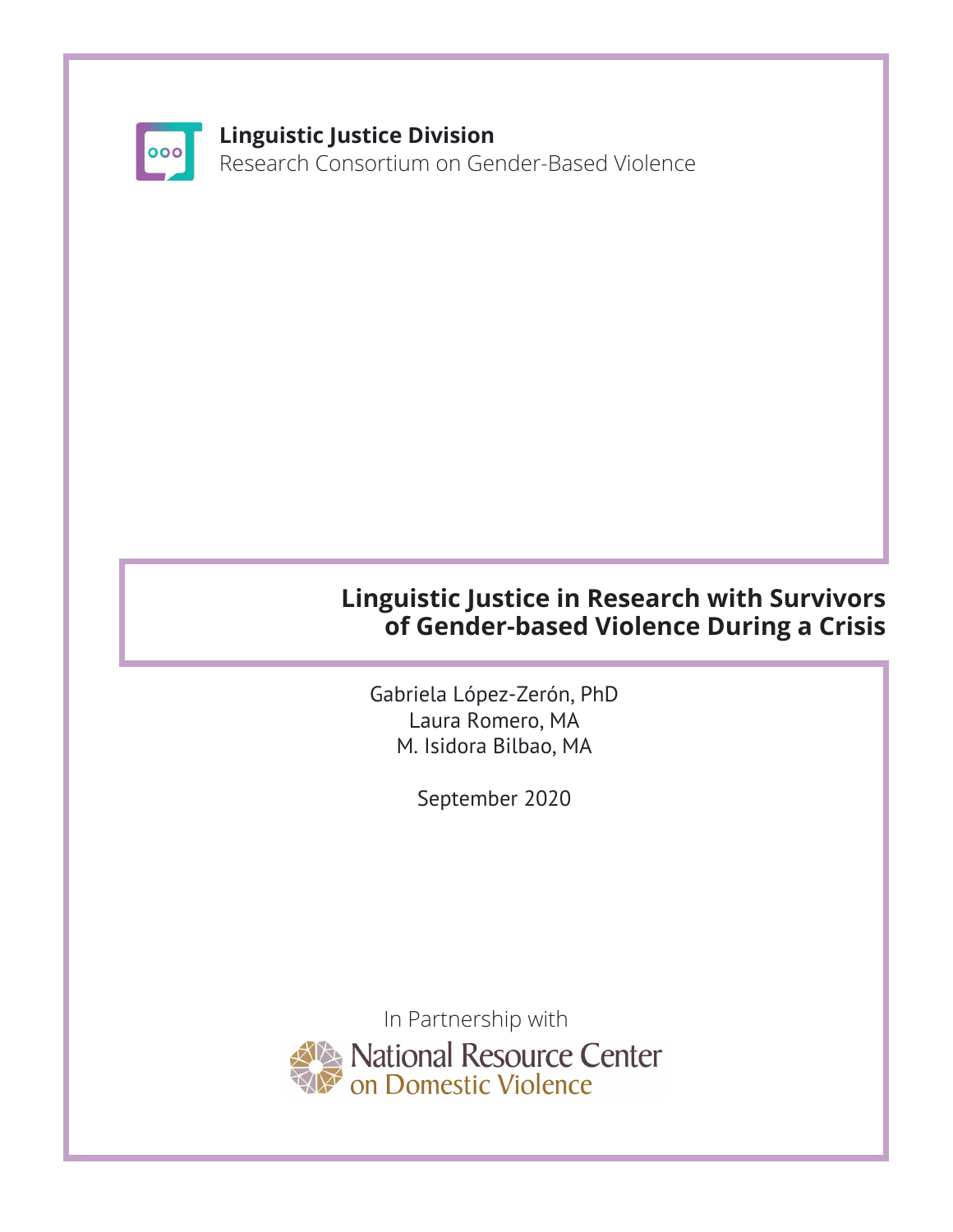**Linguistic Justice Division**
Research Consortium on Gender-Based Violence

# Linguistic Justice in Research with Survivors of Gender-based Violence During a Crisis

Gabriela López-Zerón, PhD
Laura Romero, MA
M. Isidora Bilbao, MA

September 2020

In Partnership with
National Resource Center on Domestic Violence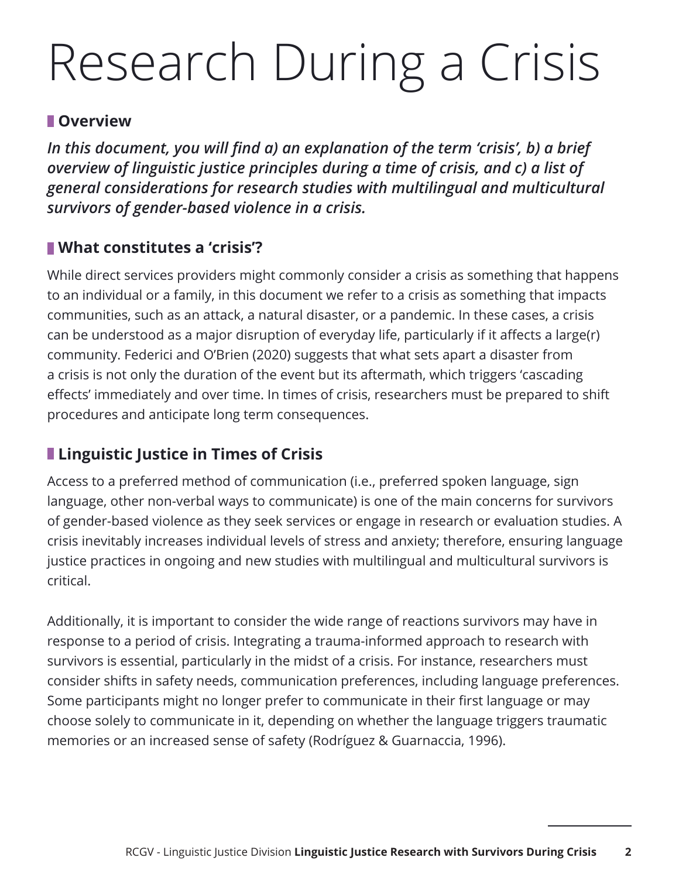# Research During a Crisis

## Overview

***In this document, you will find a) an explanation of the term 'crisis', b) a brief overview of linguistic justice principles during a time of crisis, and c) a list of general considerations for research studies with multilingual and multicultural survivors of gender-based violence in a crisis.***

## What constitutes a 'crisis'?

While direct services providers might commonly consider a crisis as something that happens to an individual or a family, in this document we refer to a crisis as something that impacts communities, such as an attack, a natural disaster, or a pandemic. In these cases, a crisis can be understood as a major disruption of everyday life, particularly if it affects a large(r) community. Federici and O'Brien (2020) suggests that what sets apart a disaster from a crisis is not only the duration of the event but its aftermath, which triggers 'cascading effects' immediately and over time. In times of crisis, researchers must be prepared to shift procedures and anticipate long term consequences.

## Linguistic Justice in Times of Crisis

Access to a preferred method of communication (i.e., preferred spoken language, sign language, other non-verbal ways to communicate) is one of the main concerns for survivors of gender-based violence as they seek services or engage in research or evaluation studies. A crisis inevitably increases individual levels of stress and anxiety; therefore, ensuring language justice practices in ongoing and new studies with multilingual and multicultural survivors is critical.

Additionally, it is important to consider the wide range of reactions survivors may have in response to a period of crisis. Integrating a trauma-informed approach to research with survivors is essential, particularly in the midst of a crisis. For instance, researchers must consider shifts in safety needs, communication preferences, including language preferences. Some participants might no longer prefer to communicate in their first language or may choose solely to communicate in it, depending on whether the language triggers traumatic memories or an increased sense of safety (Rodríguez & Guarnaccia, 1996).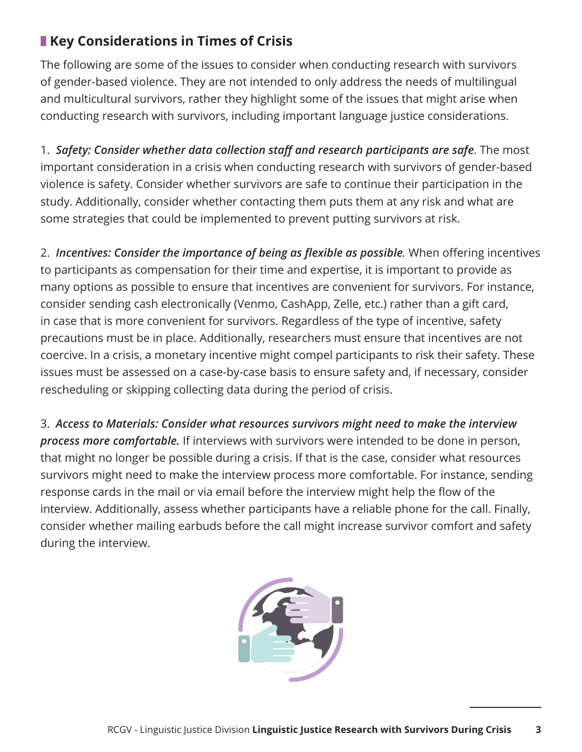## Key Considerations in Times of Crisis

The following are some of the issues to consider when conducting research with survivors of gender-based violence. They are not intended to only address the needs of multilingual and multicultural survivors, rather they highlight some of the issues that might arise when conducting research with survivors, including important language justice considerations.

1. ***Safety: Consider whether data collection staff and research participants are safe***. The most important consideration in a crisis when conducting research with survivors of gender-based violence is safety. Consider whether survivors are safe to continue their participation in the study. Additionally, consider whether contacting them puts them at any risk and what are some strategies that could be implemented to prevent putting survivors at risk.

2. ***Incentives: Consider the importance of being as flexible as possible.*** When offering incentives to participants as compensation for their time and expertise, it is important to provide as many options as possible to ensure that incentives are convenient for survivors. For instance, consider sending cash electronically (Venmo, CashApp, Zelle, etc.) rather than a gift card, in case that is more convenient for survivors. Regardless of the type of incentive, safety precautions must be in place. Additionally, researchers must ensure that incentives are not coercive. In a crisis, a monetary incentive might compel participants to risk their safety. These issues must be assessed on a case-by-case basis to ensure safety and, if necessary, consider rescheduling or skipping collecting data during the period of crisis.

3. ***Access to Materials: Consider what resources survivors might need to make the interview process more comfortable.*** If interviews with survivors were intended to be done in person, that might no longer be possible during a crisis. If that is the case, consider what resources survivors might need to make the interview process more comfortable. For instance, sending response cards in the mail or via email before the interview might help the flow of the interview. Additionally, assess whether participants have a reliable phone for the call. Finally, consider whether mailing earbuds before the call might increase survivor comfort and safety during the interview.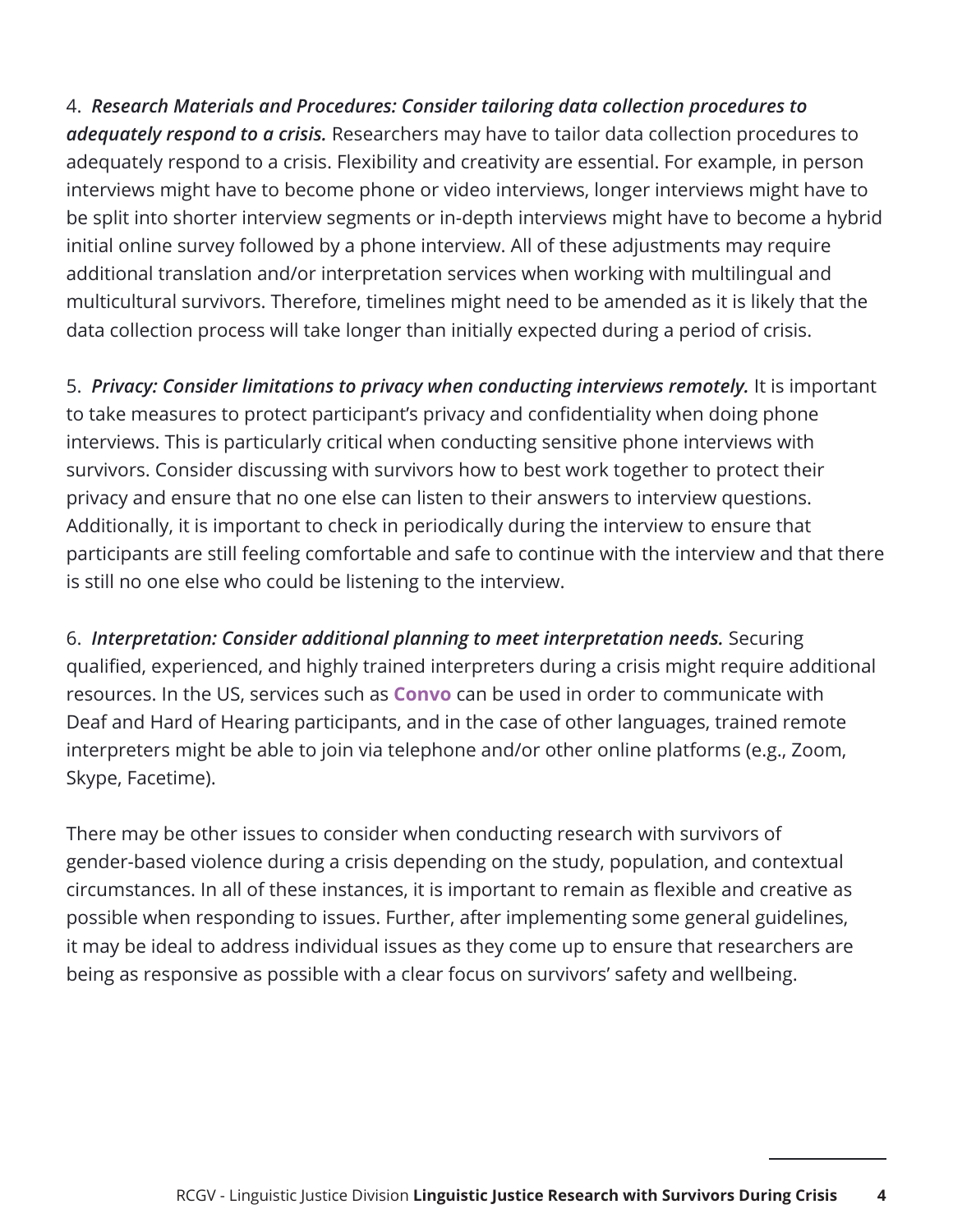4. ***Research Materials and Procedures: Consider tailoring data collection procedures to adequately respond to a crisis.*** Researchers may have to tailor data collection procedures to adequately respond to a crisis. Flexibility and creativity are essential. For example, in person interviews might have to become phone or video interviews, longer interviews might have to be split into shorter interview segments or in-depth interviews might have to become a hybrid initial online survey followed by a phone interview. All of these adjustments may require additional translation and/or interpretation services when working with multilingual and multicultural survivors. Therefore, timelines might need to be amended as it is likely that the data collection process will take longer than initially expected during a period of crisis.

5. ***Privacy: Consider limitations to privacy when conducting interviews remotely.*** It is important to take measures to protect participant's privacy and confidentiality when doing phone interviews. This is particularly critical when conducting sensitive phone interviews with survivors. Consider discussing with survivors how to best work together to protect their privacy and ensure that no one else can listen to their answers to interview questions. Additionally, it is important to check in periodically during the interview to ensure that participants are still feeling comfortable and safe to continue with the interview and that there is still no one else who could be listening to the interview.

6. ***Interpretation: Consider additional planning to meet interpretation needs.*** Securing qualified, experienced, and highly trained interpreters during a crisis might require additional resources. In the US, services such as **Convo** can be used in order to communicate with Deaf and Hard of Hearing participants, and in the case of other languages, trained remote interpreters might be able to join via telephone and/or other online platforms (e.g., Zoom, Skype, Facetime).

There may be other issues to consider when conducting research with survivors of gender-based violence during a crisis depending on the study, population, and contextual circumstances. In all of these instances, it is important to remain as flexible and creative as possible when responding to issues. Further, after implementing some general guidelines, it may be ideal to address individual issues as they come up to ensure that researchers are being as responsive as possible with a clear focus on survivors' safety and wellbeing.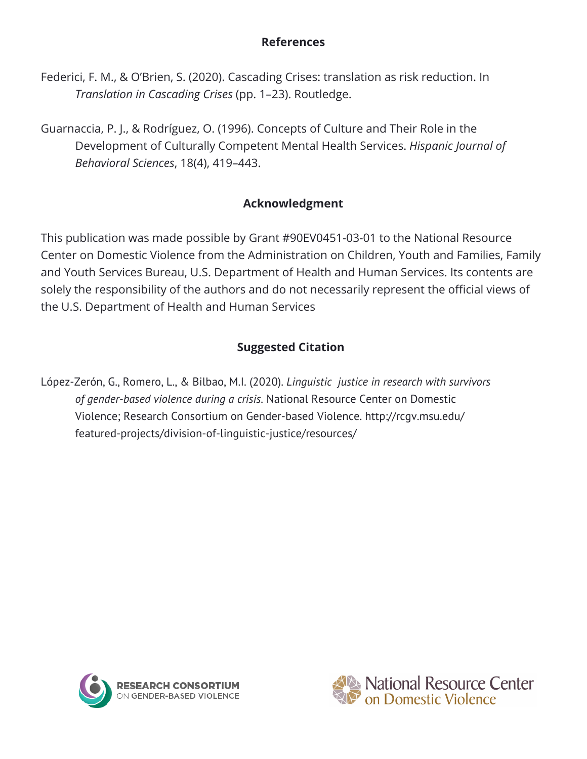## References

Federici, F. M., & O'Brien, S. (2020). Cascading Crises: translation as risk reduction. In *Translation in Cascading Crises* (pp. 1–23). Routledge.

Guarnaccia, P. J., & Rodríguez, O. (1996). Concepts of Culture and Their Role in the Development of Culturally Competent Mental Health Services. *Hispanic Journal of Behavioral Sciences*, 18(4), 419–443.

## Acknowledgment

This publication was made possible by Grant #90EV0451-03-01 to the National Resource Center on Domestic Violence from the Administration on Children, Youth and Families, Family and Youth Services Bureau, U.S. Department of Health and Human Services. Its contents are solely the responsibility of the authors and do not necessarily represent the official views of the U.S. Department of Health and Human Services

## Suggested Citation

López-Zerón, G., Romero, L., & Bilbao, M.I. (2020). *Linguistic justice in research with survivors of gender-based violence during a crisis.* National Resource Center on Domestic Violence; Research Consortium on Gender-based Violence. http://rcgv.msu.edu/featured-projects/division-of-linguistic-justice/resources/

RESEARCH CONSORTIUM ON GENDER-BASED VIOLENCE

National Resource Center on Domestic Violence